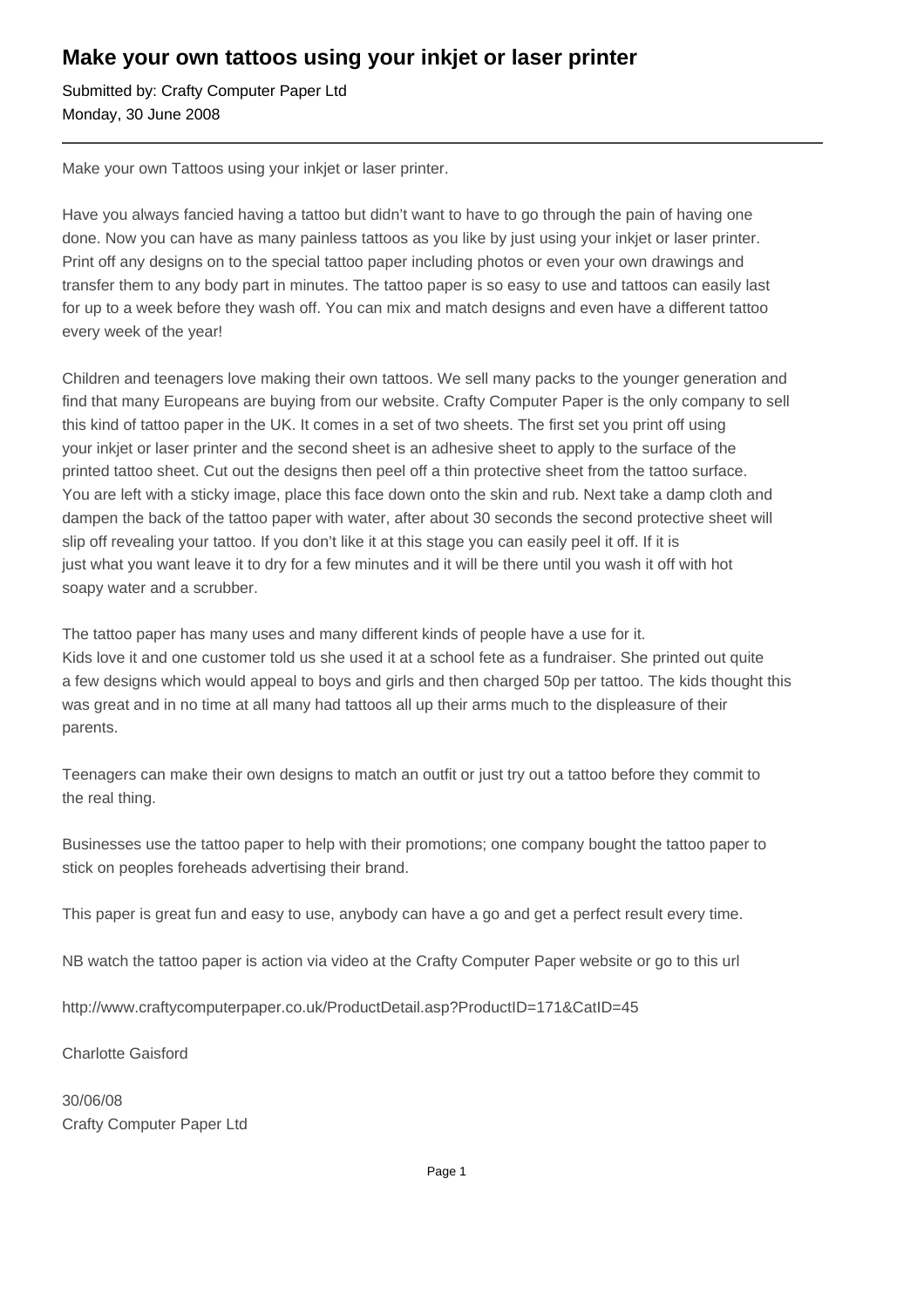# Make your own tattoos using your inkjet or laser printer

Submitted by: Crafty Computer Paper Ltd
Monday, 30 June 2008

---

Make your own Tattoos using your inkjet or laser printer.

Have you always fancied having a tattoo but didn't want to have to go through the pain of having one done. Now you can have as many painless tattoos as you like by just using your inkjet or laser printer. Print off any designs on to the special tattoo paper including photos or even your own drawings and transfer them to any body part in minutes. The tattoo paper is so easy to use and tattoos can easily last for up to a week before they wash off. You can mix and match designs and even have a different tattoo every week of the year!

Children and teenagers love making their own tattoos. We sell many packs to the younger generation and find that many Europeans are buying from our website. Crafty Computer Paper is the only company to sell this kind of tattoo paper in the UK. It comes in a set of two sheets. The first set you print off using your inkjet or laser printer and the second sheet is an adhesive sheet to apply to the surface of the printed tattoo sheet. Cut out the designs then peel off a thin protective sheet from the tattoo surface. You are left with a sticky image, place this face down onto the skin and rub. Next take a damp cloth and dampen the back of the tattoo paper with water, after about 30 seconds the second protective sheet will slip off revealing your tattoo. If you don't like it at this stage you can easily peel it off. If it is just what you want leave it to dry for a few minutes and it will be there until you wash it off with hot soapy water and a scrubber.

The tattoo paper has many uses and many different kinds of people have a use for it.
Kids love it and one customer told us she used it at a school fete as a fundraiser. She printed out quite a few designs which would appeal to boys and girls and then charged 50p per tattoo. The kids thought this was great and in no time at all many had tattoos all up their arms much to the displeasure of their parents.

Teenagers can make their own designs to match an outfit or just try out a tattoo before they commit to the real thing.

Businesses use the tattoo paper to help with their promotions; one company bought the tattoo paper to stick on peoples foreheads advertising their brand.

This paper is great fun and easy to use, anybody can have a go and get a perfect result every time.

NB watch the tattoo paper is action via video at the Crafty Computer Paper website or go to this url

http://www.craftycomputerpaper.co.uk/ProductDetail.asp?ProductID=171&CatID=45

Charlotte Gaisford

30/06/08
Crafty Computer Paper Ltd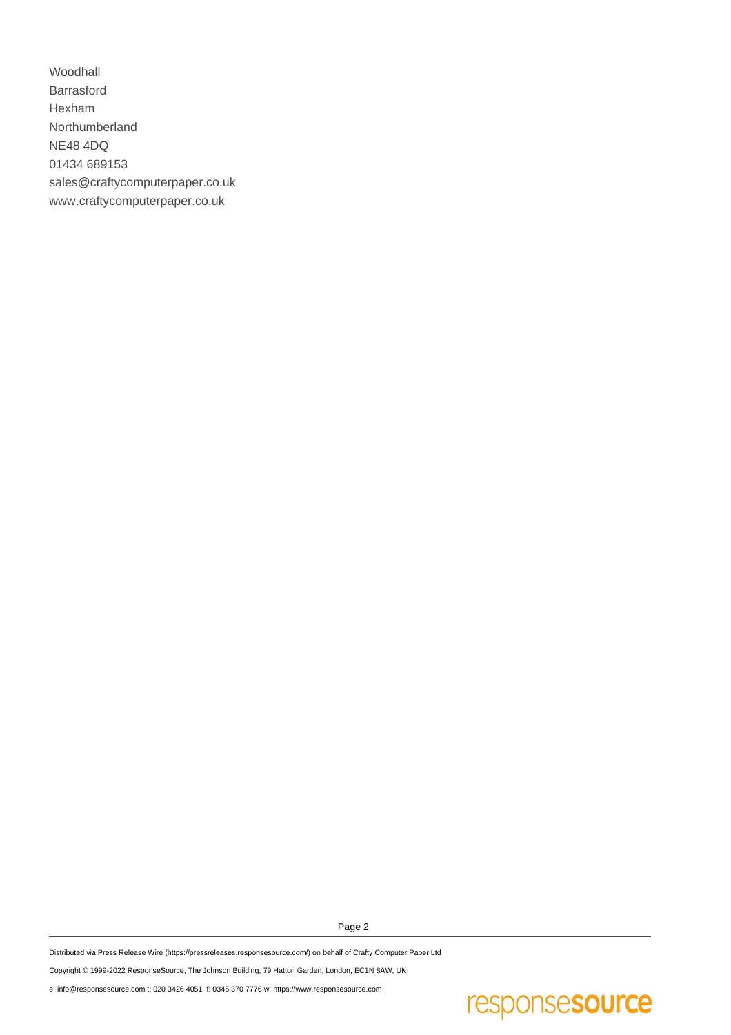Woodhall

Barrasford

Hexham

Northumberland

NE48 4DQ

01434 689153

sales@craftycomputerpaper.co.uk

www.craftycomputerpaper.co.uk

Distributed via Press Release Wire (https://pressreleases.responsesource.com/) on behalf of Crafty Computer Paper Ltd

Copyright © 1999-2022 ResponseSource, The Johnson Building, 79 Hatton Garden, London, EC1N 8AW, UK

e: info@responsesource.com t: 020 3426 4051 f: 0345 370 7776 w: https://www.responsesource.com